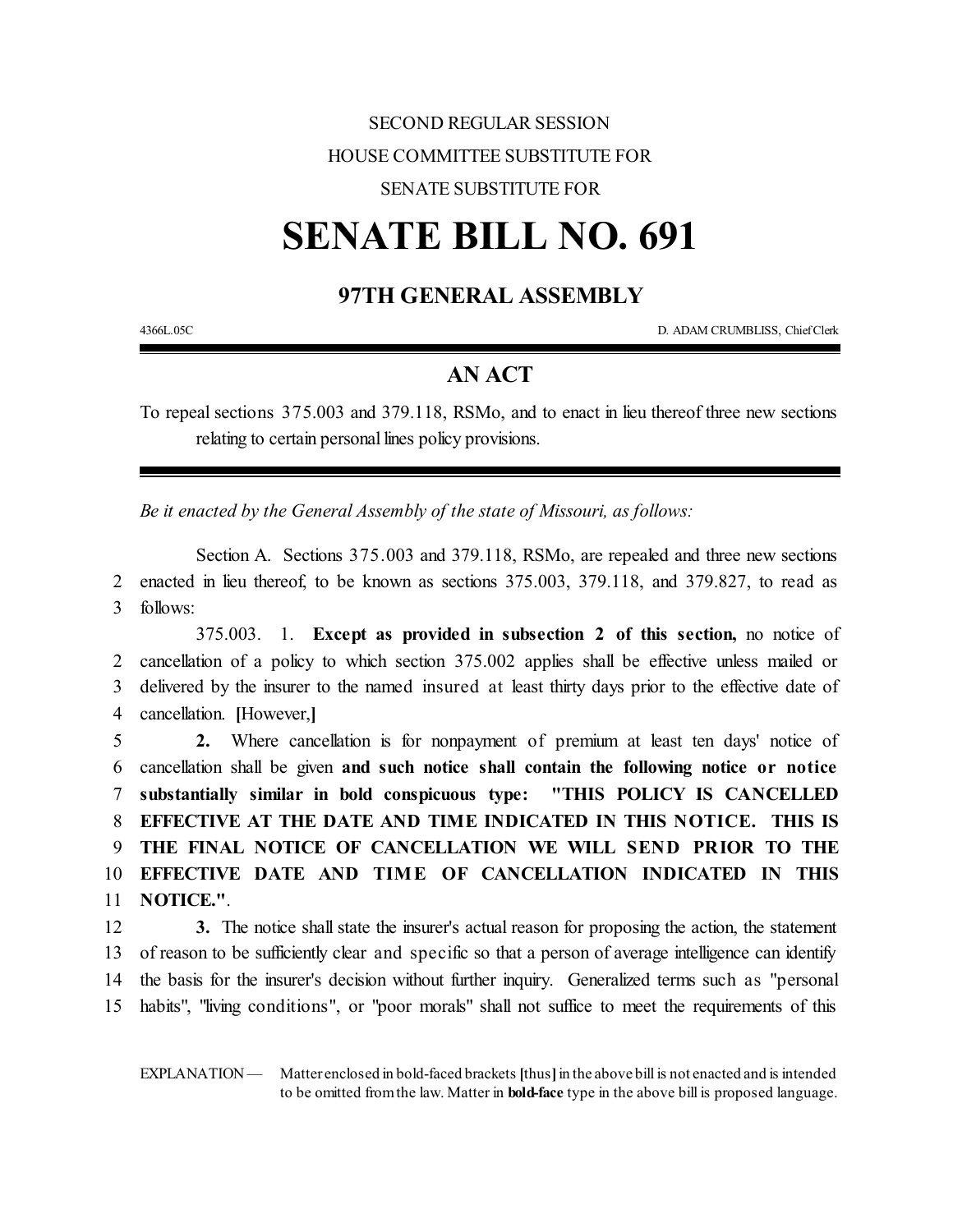SECOND REGULAR SESSION

HOUSE COMMITTEE SUBSTITUTE FOR

SENATE SUBSTITUTE FOR

# SENATE BILL NO. 691

## 97TH GENERAL ASSEMBLY

4366L.05C D. ADAM CRUMBLISS, Chief Clerk

## AN ACT

To repeal sections 375.003 and 379.118, RSMo, and to enact in lieu thereof three new sections relating to certain personal lines policy provisions.

*Be it enacted by the General Assembly of the state of Missouri, as follows:*

Section A. Sections 375.003 and 379.118, RSMo, are repealed and three new sections enacted in lieu thereof, to be known as sections 375.003, 379.118, and 379.827, to read as follows:

375.003. 1. **Except as provided in subsection 2 of this section,** no notice of cancellation of a policy to which section 375.002 applies shall be effective unless mailed or delivered by the insurer to the named insured at least thirty days prior to the effective date of cancellation. **[**However,**]**

**2.** Where cancellation is for nonpayment of premium at least ten days' notice of cancellation shall be given **and such notice shall contain the following notice or notice substantially similar in bold conspicuous type: "THIS POLICY IS CANCELLED EFFECTIVE AT THE DATE AND TIME INDICATED IN THIS NOTICE. THIS IS THE FINAL NOTICE OF CANCELLATION WE WILL SEND PRIOR TO THE EFFECTIVE DATE AND TIME OF CANCELLATION INDICATED IN THIS NOTICE."**.

**3.** The notice shall state the insurer's actual reason for proposing the action, the statement of reason to be sufficiently clear and specific so that a person of average intelligence can identify the basis for the insurer's decision without further inquiry. Generalized terms such as "personal habits", "living conditions", or "poor morals" shall not suffice to meet the requirements of this

EXPLANATION — Matter enclosed in bold-faced brackets **[**thus**]** in the above bill is not enacted and is intended to be omitted from the law. Matter in **bold-face** type in the above bill is proposed language.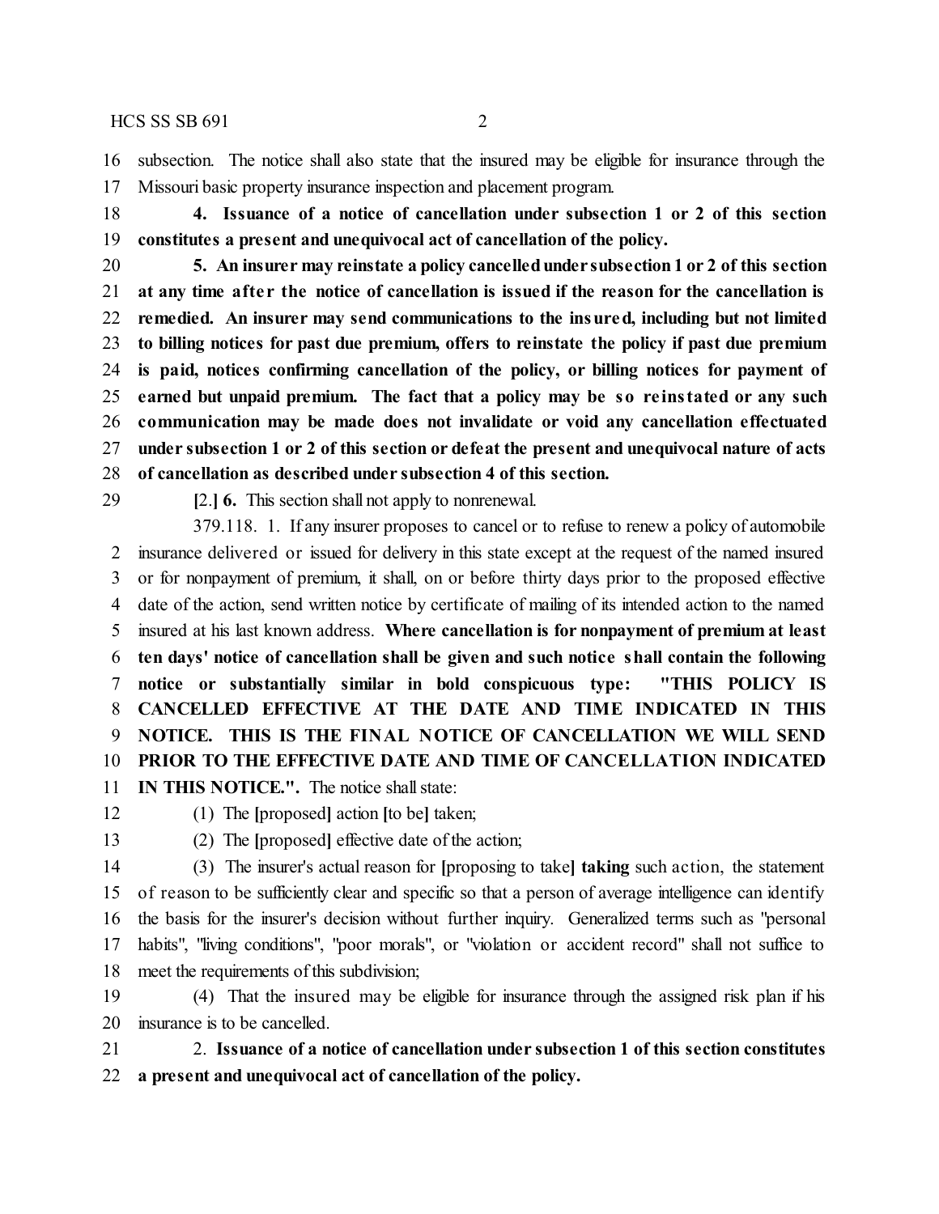subsection. The notice shall also state that the insured may be eligible for insurance through the Missouri basic property insurance inspection and placement program.

**4. Issuance of a notice of cancellation under subsection 1 or 2 of this section constitutes a present and unequivocal act of cancellation of the policy.**

**5. An insurer may reinstate a policy cancelled under subsection 1 or 2 of this section at any time after the notice of cancellation is issued if the reason for the cancellation is remedied. An insurer may send communications to the insured, including but not limited to billing notices for past due premium, offers to reinstate the policy if past due premium is paid, notices confirming cancellation of the policy, or billing notices for payment of earned but unpaid premium. The fact that a policy may be so reinstated or any such communication may be made does not invalidate or void any cancellation effectuated under subsection 1 or 2 of this section or defeat the present and unequivocal nature of acts of cancellation as described under subsection 4 of this section.**

**[**2.**] 6.** This section shall not apply to nonrenewal.

379.118. 1. If any insurer proposes to cancel or to refuse to renew a policy of automobile insurance delivered or issued for delivery in this state except at the request of the named insured or for nonpayment of premium, it shall, on or before thirty days prior to the proposed effective date of the action, send written notice by certificate of mailing of its intended action to the named insured at his last known address. **Where cancellation is for nonpayment of premium at least ten days' notice of cancellation shall be given and such notice shall contain the following notice or substantially similar in bold conspicuous type: "THIS POLICY IS CANCELLED EFFECTIVE AT THE DATE AND TIME INDICATED IN THIS NOTICE. THIS IS THE FINAL NOTICE OF CANCELLATION WE WILL SEND PRIOR TO THE EFFECTIVE DATE AND TIME OF CANCELLATION INDICATED IN THIS NOTICE.".** The notice shall state:

(1) The **[**proposed**]** action **[**to be**]** taken;

(2) The **[**proposed**]** effective date of the action;

(3) The insurer's actual reason for **[**proposing to take**] taking** such action, the statement of reason to be sufficiently clear and specific so that a person of average intelligence can identify the basis for the insurer's decision without further inquiry. Generalized terms such as "personal habits", "living conditions", "poor morals", or "violation or accident record" shall not suffice to meet the requirements of this subdivision;

(4) That the insured may be eligible for insurance through the assigned risk plan if his insurance is to be cancelled.

2. **Issuance of a notice of cancellation under subsection 1 of this section constitutes a present and unequivocal act of cancellation of the policy.**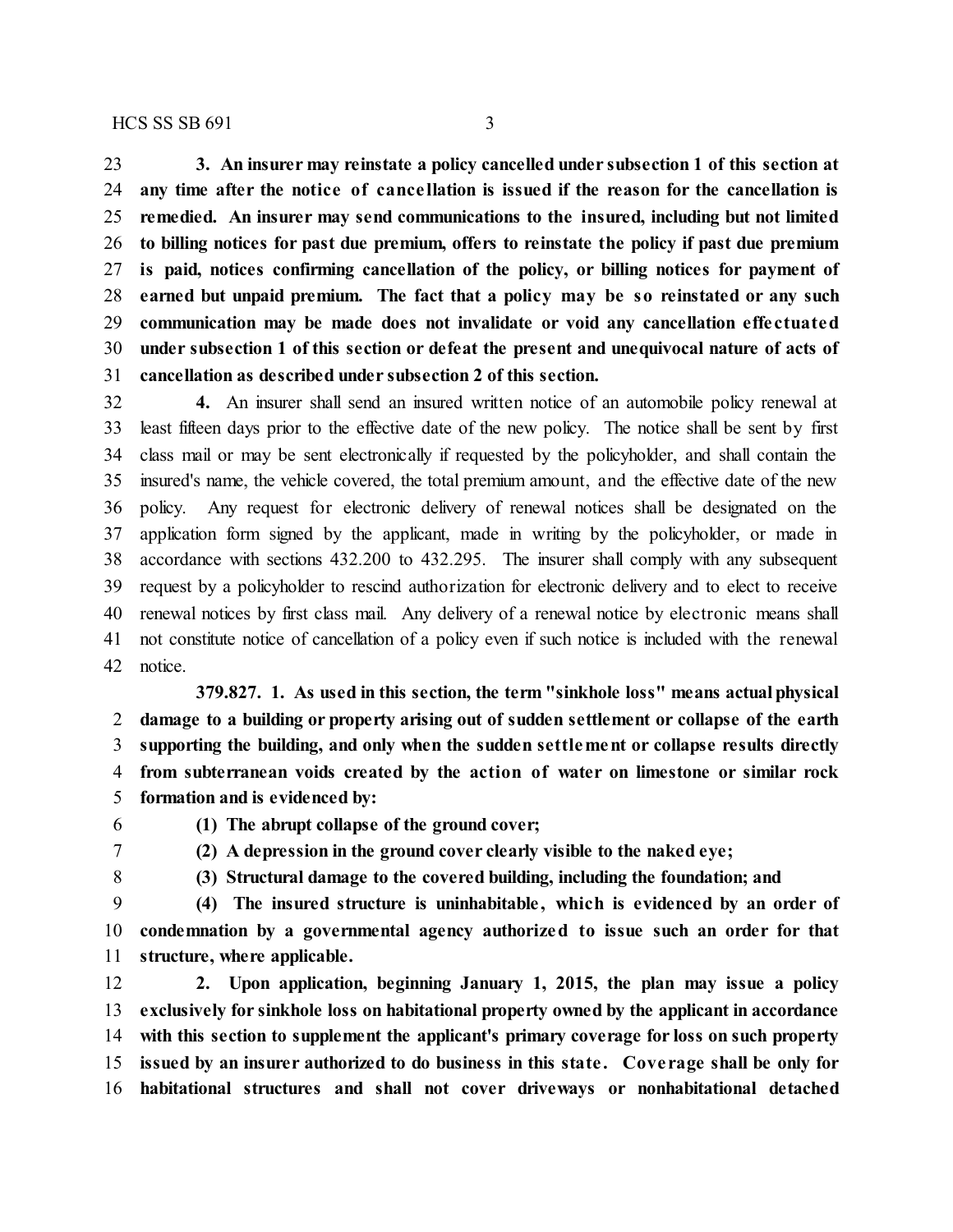**3. An insurer may reinstate a policy cancelled under subsection 1 of this section at any time after the notice of cancellation is issued if the reason for the cancellation is remedied. An insurer may send communications to the insured, including but not limited to billing notices for past due premium, offers to reinstate the policy if past due premium is paid, notices confirming cancellation of the policy, or billing notices for payment of earned but unpaid premium. The fact that a policy may be so reinstated or any such communication may be made does not invalidate or void any cancellation effectuated under subsection 1 of this section or defeat the present and unequivocal nature of acts of cancellation as described under subsection 2 of this section.**

**4.** An insurer shall send an insured written notice of an automobile policy renewal at least fifteen days prior to the effective date of the new policy. The notice shall be sent by first class mail or may be sent electronically if requested by the policyholder, and shall contain the insured's name, the vehicle covered, the total premium amount, and the effective date of the new policy. Any request for electronic delivery of renewal notices shall be designated on the application form signed by the applicant, made in writing by the policyholder, or made in accordance with sections 432.200 to 432.295. The insurer shall comply with any subsequent request by a policyholder to rescind authorization for electronic delivery and to elect to receive renewal notices by first class mail. Any delivery of a renewal notice by electronic means shall not constitute notice of cancellation of a policy even if such notice is included with the renewal notice.

**379.827. 1. As used in this section, the term "sinkhole loss" means actual physical damage to a building or property arising out of sudden settlement or collapse of the earth supporting the building, and only when the sudden settlement or collapse results directly from subterranean voids created by the action of water on limestone or similar rock formation and is evidenced by:**

**(1) The abrupt collapse of the ground cover;**

**(2) A depression in the ground cover clearly visible to the naked eye;**

**(3) Structural damage to the covered building, including the foundation; and**

**(4) The insured structure is uninhabitable, which is evidenced by an order of condemnation by a governmental agency authorized to issue such an order for that structure, where applicable.**

**2. Upon application, beginning January 1, 2015, the plan may issue a policy exclusively for sinkhole loss on habitational property owned by the applicant in accordance with this section to supplement the applicant's primary coverage for loss on such property issued by an insurer authorized to do business in this state. Coverage shall be only for habitational structures and shall not cover driveways or nonhabitational detached**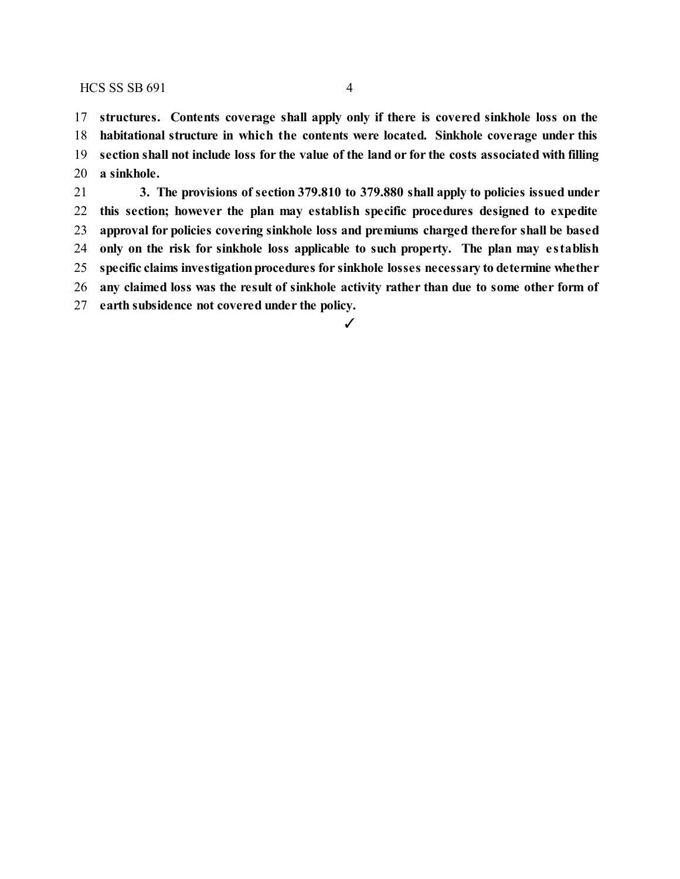**structures. Contents coverage shall apply only if there is covered sinkhole loss on the habitational structure in which the contents were located. Sinkhole coverage under this section shall not include loss for the value of the land or for the costs associated with filling a sinkhole.**

**3. The provisions of section 379.810 to 379.880 shall apply to policies issued under this section; however the plan may establish specific procedures designed to expedite approval for policies covering sinkhole loss and premiums charged therefor shall be based only on the risk for sinkhole loss applicable to such property. The plan may establish specific claims investigation procedures for sinkhole losses necessary to determine whether any claimed loss was the result of sinkhole activity rather than due to some other form of earth subsidence not covered under the policy.**

✓